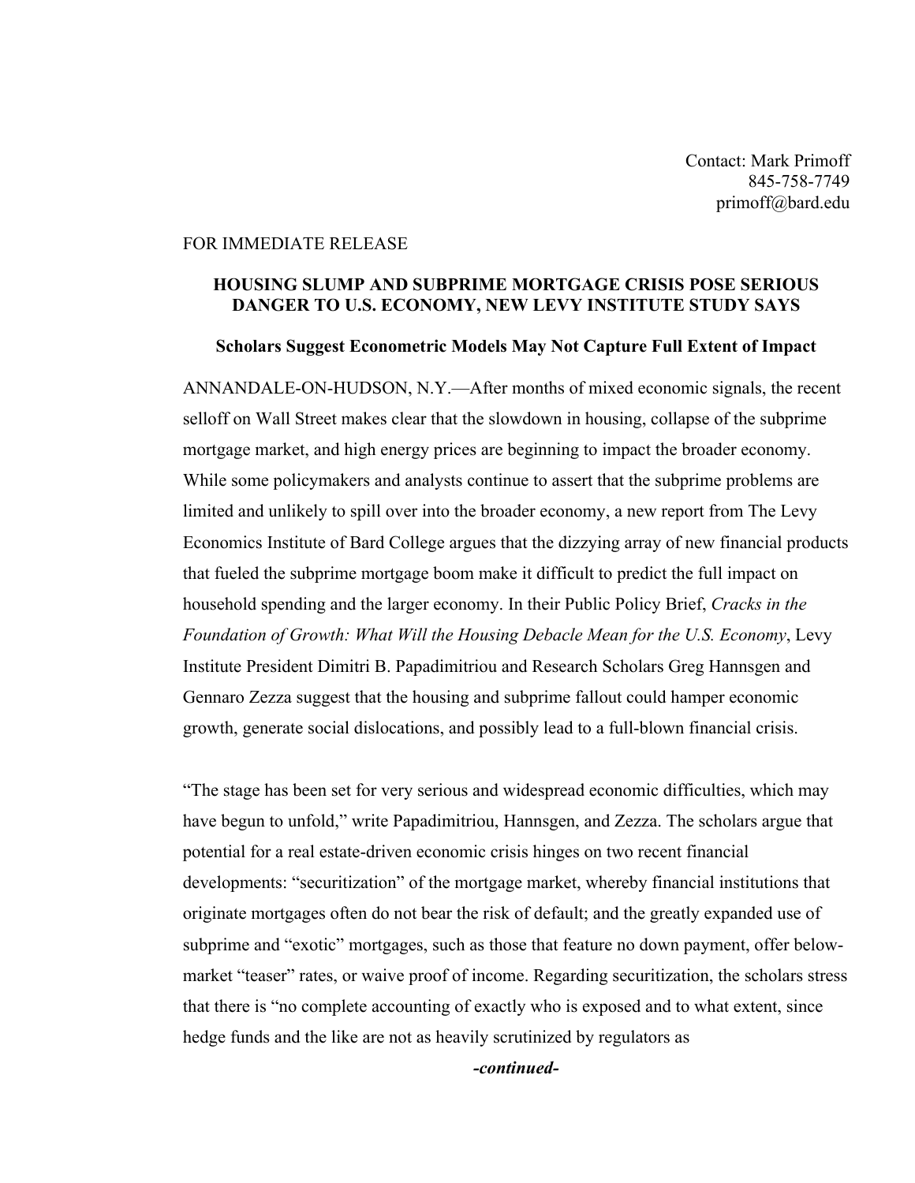Contact: Mark Primoff
845-758-7749
primoff@bard.edu

FOR IMMEDIATE RELEASE

# HOUSING SLUMP AND SUBPRIME MORTGAGE CRISIS POSE SERIOUS DANGER TO U.S. ECONOMY, NEW LEVY INSTITUTE STUDY SAYS

## Scholars Suggest Econometric Models May Not Capture Full Extent of Impact

ANNANDALE-ON-HUDSON, N.Y.—After months of mixed economic signals, the recent selloff on Wall Street makes clear that the slowdown in housing, collapse of the subprime mortgage market, and high energy prices are beginning to impact the broader economy. While some policymakers and analysts continue to assert that the subprime problems are limited and unlikely to spill over into the broader economy, a new report from The Levy Economics Institute of Bard College argues that the dizzying array of new financial products that fueled the subprime mortgage boom make it difficult to predict the full impact on household spending and the larger economy. In their Public Policy Brief, *Cracks in the Foundation of Growth: What Will the Housing Debacle Mean for the U.S. Economy*, Levy Institute President Dimitri B. Papadimitriou and Research Scholars Greg Hannsgen and Gennaro Zezza suggest that the housing and subprime fallout could hamper economic growth, generate social dislocations, and possibly lead to a full-blown financial crisis.

"The stage has been set for very serious and widespread economic difficulties, which may have begun to unfold," write Papadimitriou, Hannsgen, and Zezza. The scholars argue that potential for a real estate-driven economic crisis hinges on two recent financial developments: "securitization" of the mortgage market, whereby financial institutions that originate mortgages often do not bear the risk of default; and the greatly expanded use of subprime and "exotic" mortgages, such as those that feature no down payment, offer below-market "teaser" rates, or waive proof of income. Regarding securitization, the scholars stress that there is "no complete accounting of exactly who is exposed and to what extent, since hedge funds and the like are not as heavily scrutinized by regulators as

***-continued-***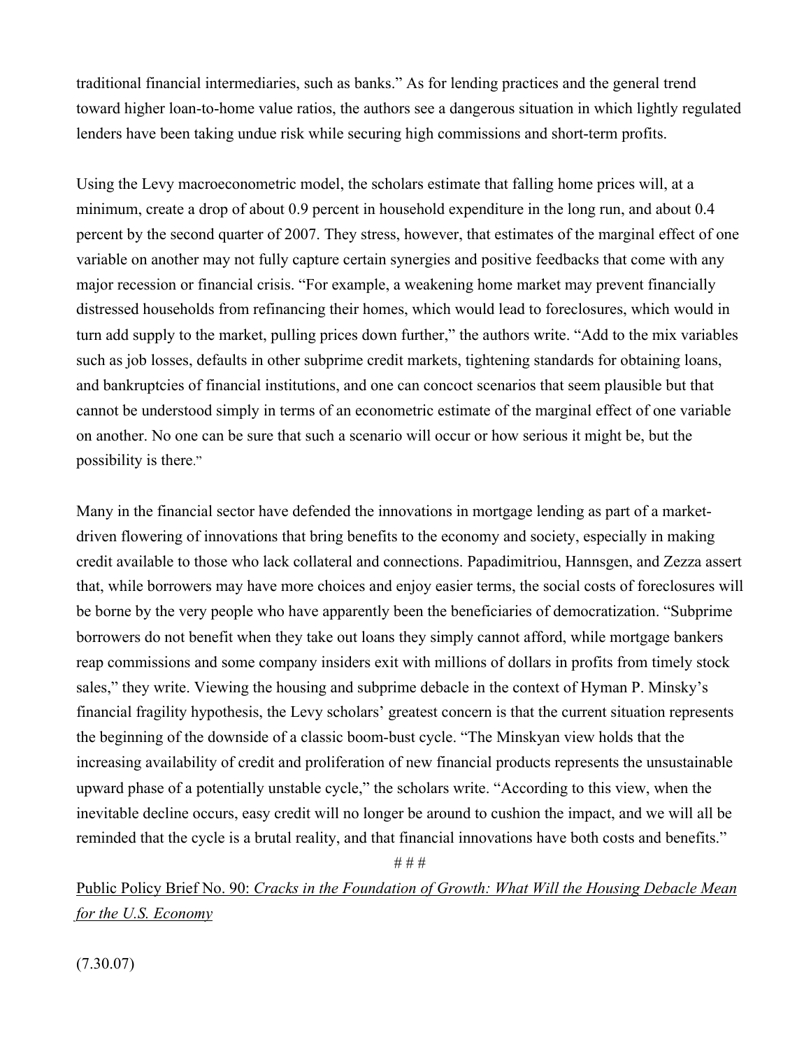traditional financial intermediaries, such as banks." As for lending practices and the general trend toward higher loan-to-home value ratios, the authors see a dangerous situation in which lightly regulated lenders have been taking undue risk while securing high commissions and short-term profits.

Using the Levy macroeconometric model, the scholars estimate that falling home prices will, at a minimum, create a drop of about 0.9 percent in household expenditure in the long run, and about 0.4 percent by the second quarter of 2007. They stress, however, that estimates of the marginal effect of one variable on another may not fully capture certain synergies and positive feedbacks that come with any major recession or financial crisis. "For example, a weakening home market may prevent financially distressed households from refinancing their homes, which would lead to foreclosures, which would in turn add supply to the market, pulling prices down further," the authors write. "Add to the mix variables such as job losses, defaults in other subprime credit markets, tightening standards for obtaining loans, and bankruptcies of financial institutions, and one can concoct scenarios that seem plausible but that cannot be understood simply in terms of an econometric estimate of the marginal effect of one variable on another. No one can be sure that such a scenario will occur or how serious it might be, but the possibility is there."

Many in the financial sector have defended the innovations in mortgage lending as part of a market-driven flowering of innovations that bring benefits to the economy and society, especially in making credit available to those who lack collateral and connections. Papadimitriou, Hannsgen, and Zezza assert that, while borrowers may have more choices and enjoy easier terms, the social costs of foreclosures will be borne by the very people who have apparently been the beneficiaries of democratization. "Subprime borrowers do not benefit when they take out loans they simply cannot afford, while mortgage bankers reap commissions and some company insiders exit with millions of dollars in profits from timely stock sales," they write. Viewing the housing and subprime debacle in the context of Hyman P. Minsky's financial fragility hypothesis, the Levy scholars' greatest concern is that the current situation represents the beginning of the downside of a classic boom-bust cycle. "The Minskyan view holds that the increasing availability of credit and proliferation of new financial products represents the unsustainable upward phase of a potentially unstable cycle," the scholars write. "According to this view, when the inevitable decline occurs, easy credit will no longer be around to cushion the impact, and we will all be reminded that the cycle is a brutal reality, and that financial innovations have both costs and benefits."

# # #

Public Policy Brief No. 90: *Cracks in the Foundation of Growth: What Will the Housing Debacle Mean for the U.S. Economy*

(7.30.07)